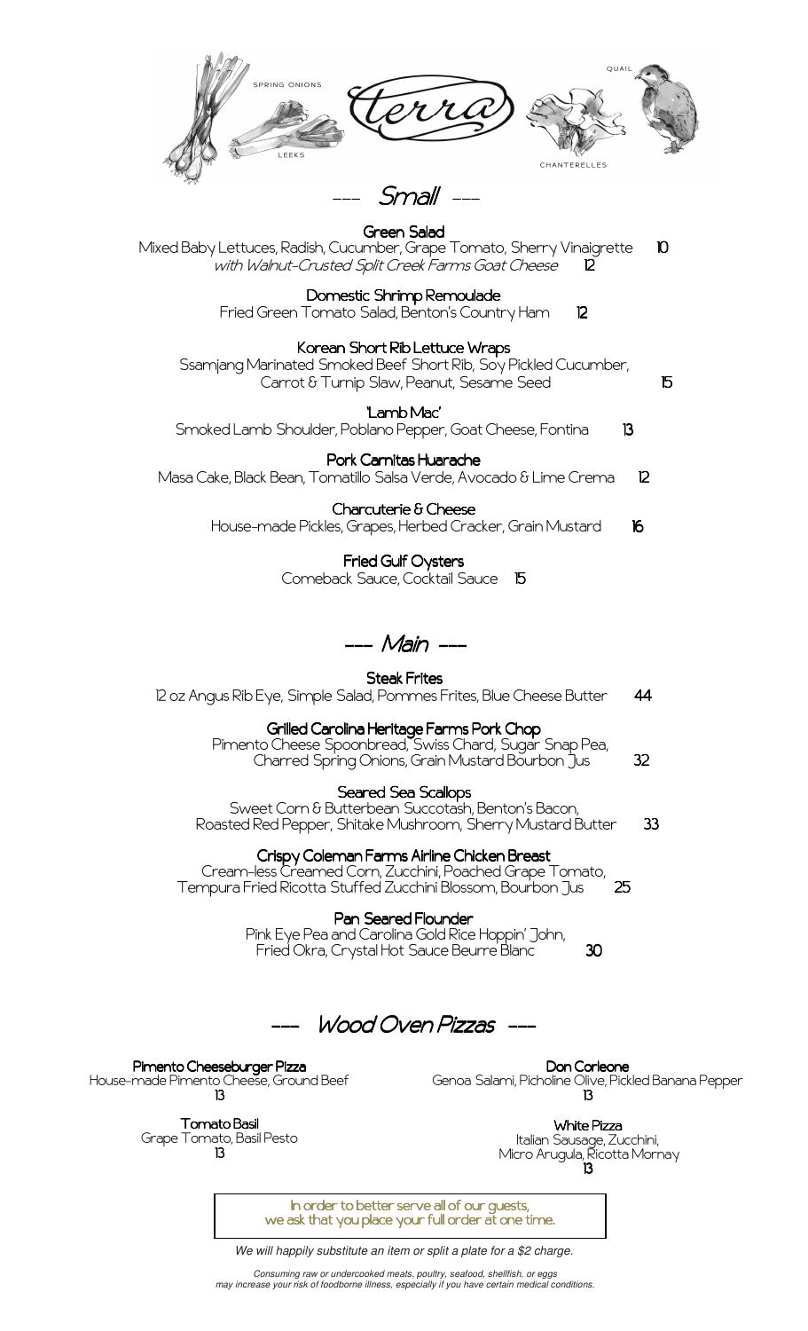# terra

SPRING ONIONS

LEEKS

CHANTERELLES

QUAIL

## --- Small ---

**Green Salad**
Mixed Baby Lettuces, Radish, Cucumber, Grape Tomato, Sherry Vinaigrette 10
*with Walnut-Crusted Split Creek Farms Goat Cheese 12*

**Domestic Shrimp Remoulade**
Fried Green Tomato Salad, Benton's Country Ham 12

**Korean Short Rib Lettuce Wraps**
Ssamjang Marinated Smoked Beef Short Rib, Soy Pickled Cucumber, Carrot & Turnip Slaw, Peanut, Sesame Seed 15

**'Lamb Mac'**
Smoked Lamb Shoulder, Poblano Pepper, Goat Cheese, Fontina 13

**Pork Carnitas Huarache**
Masa Cake, Black Bean, Tomatillo Salsa Verde, Avocado & Lime Crema 12

**Charcuterie & Cheese**
House-made Pickles, Grapes, Herbed Cracker, Grain Mustard 16

**Fried Gulf Oysters**
Comeback Sauce, Cocktail Sauce 15

## --- Main ---

**Steak Frites**
12 oz Angus Rib Eye, Simple Salad, Pommes Frites, Blue Cheese Butter 44

**Grilled Carolina Heritage Farms Pork Chop**
Pimento Cheese Spoonbread, Swiss Chard, Sugar Snap Pea, Charred Spring Onions, Grain Mustard Bourbon Jus 32

**Seared Sea Scallops**
Sweet Corn & Butterbean Succotash, Benton's Bacon, Roasted Red Pepper, Shitake Mushroom, Sherry Mustard Butter 33

**Crispy Coleman Farms Airline Chicken Breast**
Cream-less Creamed Corn, Zucchini, Poached Grape Tomato, Tempura Fried Ricotta Stuffed Zucchini Blossom, Bourbon Jus 25

**Pan Seared Flounder**
Pink Eye Pea and Carolina Gold Rice Hoppin' John, Fried Okra, Crystal Hot Sauce Beurre Blanc 30

## --- Wood Oven Pizzas ---

**Pimento Cheeseburger Pizza**
House-made Pimento Cheese, Ground Beef
13

**Tomato Basil**
Grape Tomato, Basil Pesto
13

**Don Corleone**
Genoa Salami, Picholine Olive, Pickled Banana Pepper
13

**White Pizza**
Italian Sausage, Zucchini, Micro Arugula, Ricotta Mornay
13

In order to better serve all of our guests, we ask that you place your full order at one time.

*We will happily substitute an item or split a plate for a $2 charge.*

*Consuming raw or undercooked meats, poultry, seafood, shellfish, or eggs may increase your risk of foodborne illness, especially if you have certain medical conditions.*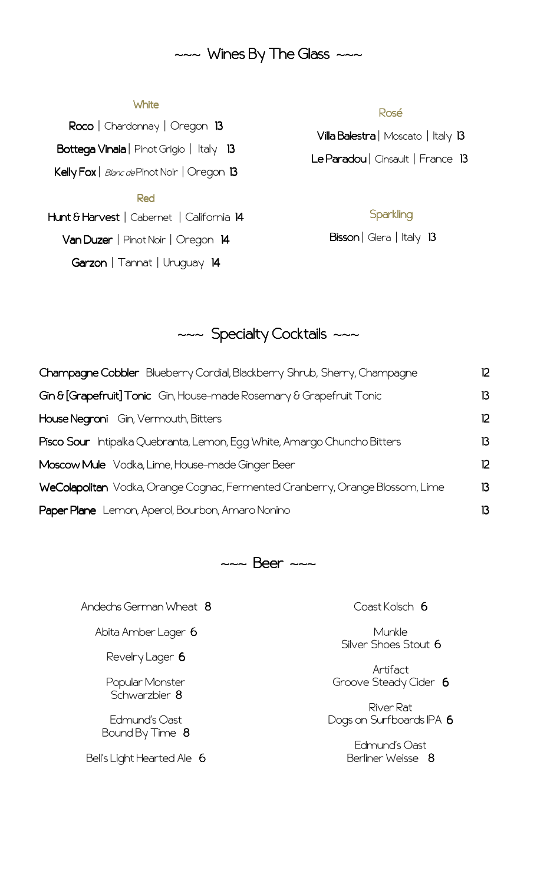# ~~~ Wines By The Glass ~~~

### White

**Roco** | Chardonnay | Oregon **13**

**Bottega Vinaia** | Pinot Grigio | Italy **13**

**Kelly Fox** | *Blanc de* Pinot Noir | Oregon **13**

### Red

**Hunt & Harvest** | Cabernet | California **14**

**Van Duzer** | Pinot Noir | Oregon **14**

**Garzon** | Tannat | Uruguay **14**

### Rosé

**Villa Balestra** | Moscato | Italy **13**

**Le Paradou** | Cinsault | France **13**

### Sparkling

**Bisson** | Glera | Italy **13**

# ~~~ Specialty Cocktails ~~~

| | |
|---|---|
| **Champagne Cobbler** Blueberry Cordial, Blackberry Shrub, Sherry, Champagne | 12 |
| **Gin & [Grapefruit] Tonic** Gin, House-made Rosemary & Grapefruit Tonic | 13 |
| **House Negroni** Gin, Vermouth, Bitters | 12 |
| **Pisco Sour** Intipalka Quebranta, Lemon, Egg White, Amargo Chuncho Bitters | 13 |
| **Moscow Mule** Vodka, Lime, House-made Ginger Beer | 12 |
| **WeColapolitan** Vodka, Orange Cognac, Fermented Cranberry, Orange Blossom, Lime | 13 |
| **Paper Plane** Lemon, Aperol, Bourbon, Amaro Nonino | 13 |

# ~~~ Beer ~~~

Andechs German Wheat **8**

Abita Amber Lager **6**

Revelry Lager **6**

Popular Monster Schwarzbier **8**

Edmund's Oast Bound By Time **8**

Bell's Light Hearted Ale **6**

Coast Kolsch **6**

Munkle Silver Shoes Stout **6**

Artifact Groove Steady Cider **6**

River Rat Dogs on Surfboards IPA **6**

Edmund's Oast Berliner Weisse **8**